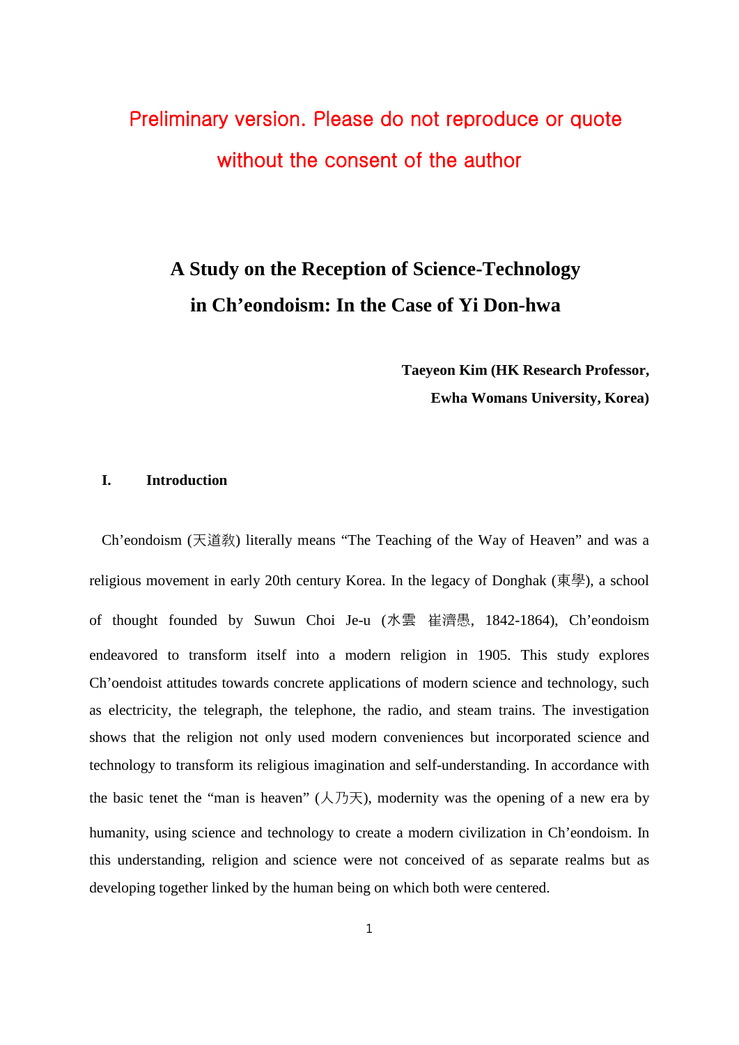Preliminary version. Please do not reproduce or quote without the consent of the author

# A Study on the Reception of Science-Technology in Ch'eondoism: In the Case of Yi Don-hwa

**Taeyeon Kim (HK Research Professor, Ewha Womans University, Korea)**

## I. Introduction

Ch'eondoism (天道教) literally means "The Teaching of the Way of Heaven" and was a religious movement in early 20th century Korea. In the legacy of Donghak (東學), a school of thought founded by Suwun Choi Je-u (水雲 崔濟愚, 1842-1864), Ch'eondoism endeavored to transform itself into a modern religion in 1905. This study explores Ch'oendoist attitudes towards concrete applications of modern science and technology, such as electricity, the telegraph, the telephone, the radio, and steam trains. The investigation shows that the religion not only used modern conveniences but incorporated science and technology to transform its religious imagination and self-understanding. In accordance with the basic tenet the "man is heaven" (人乃天), modernity was the opening of a new era by humanity, using science and technology to create a modern civilization in Ch'eondoism. In this understanding, religion and science were not conceived of as separate realms but as developing together linked by the human being on which both were centered.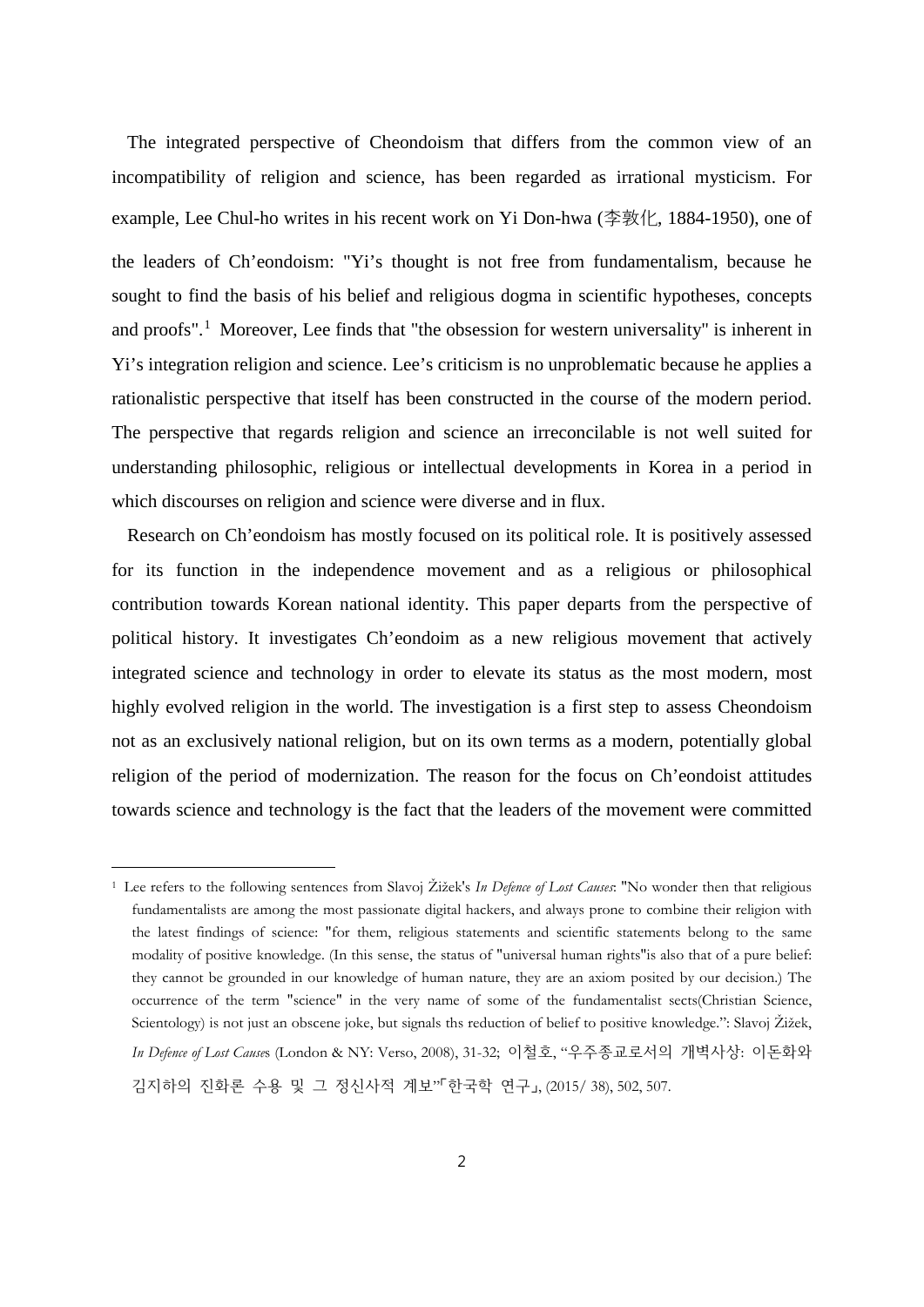The integrated perspective of Cheondoism that differs from the common view of an incompatibility of religion and science, has been regarded as irrational mysticism. For example, Lee Chul-ho writes in his recent work on Yi Don-hwa (李敦化, 1884-1950), one of the leaders of Ch'eondoism: "Yi's thought is not free from fundamentalism, because he sought to find the basis of his belief and religious dogma in scientific hypotheses, concepts and proofs".[1] Moreover, Lee finds that "the obsession for western universality" is inherent in Yi's integration religion and science. Lee's criticism is no unproblematic because he applies a rationalistic perspective that itself has been constructed in the course of the modern period. The perspective that regards religion and science an irreconcilable is not well suited for understanding philosophic, religious or intellectual developments in Korea in a period in which discourses on religion and science were diverse and in flux.

Research on Ch'eondoism has mostly focused on its political role. It is positively assessed for its function in the independence movement and as a religious or philosophical contribution towards Korean national identity. This paper departs from the perspective of political history. It investigates Ch'eondoim as a new religious movement that actively integrated science and technology in order to elevate its status as the most modern, most highly evolved religion in the world. The investigation is a first step to assess Cheondoism not as an exclusively national religion, but on its own terms as a modern, potentially global religion of the period of modernization. The reason for the focus on Ch'eondoist attitudes towards science and technology is the fact that the leaders of the movement were committed

[1] Lee refers to the following sentences from Slavoj Žižek's *In Defence of Lost Causes*: "No wonder then that religious fundamentalists are among the most passionate digital hackers, and always prone to combine their religion with the latest findings of science: "for them, religious statements and scientific statements belong to the same modality of positive knowledge. (In this sense, the status of "universal human rights"is also that of a pure belief: they cannot be grounded in our knowledge of human nature, they are an axiom posited by our decision.) The occurrence of the term "science" in the very name of some of the fundamentalist sects(Christian Science, Scientology) is not just an obscene joke, but signals ths reduction of belief to positive knowledge.": Slavoj Žižek, *In Defence of Lost Causes* (London & NY: Verso, 2008), 31-32; 이철호, "우주종교로서의 개벽사상: 이돈화와 김지하의 진화론 수용 및 그 정신사적 계보"「한국학 연구」, (2015/ 38), 502, 507.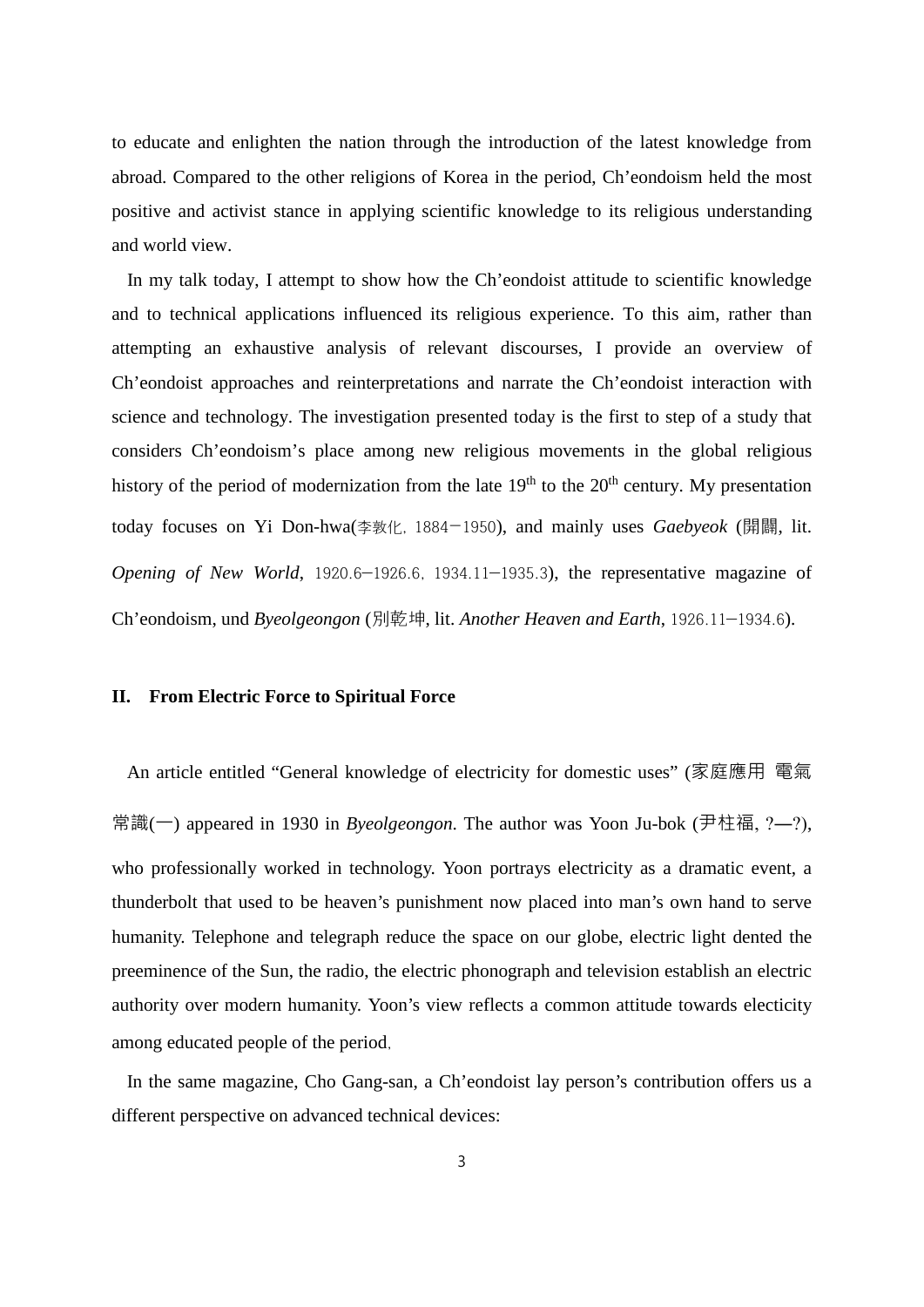to educate and enlighten the nation through the introduction of the latest knowledge from abroad. Compared to the other religions of Korea in the period, Ch'eondoism held the most positive and activist stance in applying scientific knowledge to its religious understanding and world view.

In my talk today, I attempt to show how the Ch'eondoist attitude to scientific knowledge and to technical applications influenced its religious experience. To this aim, rather than attempting an exhaustive analysis of relevant discourses, I provide an overview of Ch'eondoist approaches and reinterpretations and narrate the Ch'eondoist interaction with science and technology. The investigation presented today is the first to step of a study that considers Ch'eondoism's place among new religious movements in the global religious history of the period of modernization from the late 19th to the 20th century. My presentation today focuses on Yi Don-hwa(李敦化, 1884−1950), and mainly uses *Gaebyeok* (開闢, lit. *Opening of New World*, 1920.6−1926.6, 1934.11−1935.3), the representative magazine of Ch'eondoism, und *Byeolgeongon* (別乾坤, lit. *Another Heaven and Earth*, 1926.11−1934.6).

## II. From Electric Force to Spiritual Force

An article entitled "General knowledge of electricity for domestic uses" (家庭應用 電氣常識(一) appeared in 1930 in *Byeolgeongon*. The author was Yoon Ju-bok (尹柱福, ?—?), who professionally worked in technology. Yoon portrays electricity as a dramatic event, a thunderbolt that used to be heaven's punishment now placed into man's own hand to serve humanity. Telephone and telegraph reduce the space on our globe, electric light dented the preeminence of the Sun, the radio, the electric phonograph and television establish an electric authority over modern humanity. Yoon's view reflects a common attitude towards electicity among educated people of the period.

In the same magazine, Cho Gang-san, a Ch'eondoist lay person's contribution offers us a different perspective on advanced technical devices: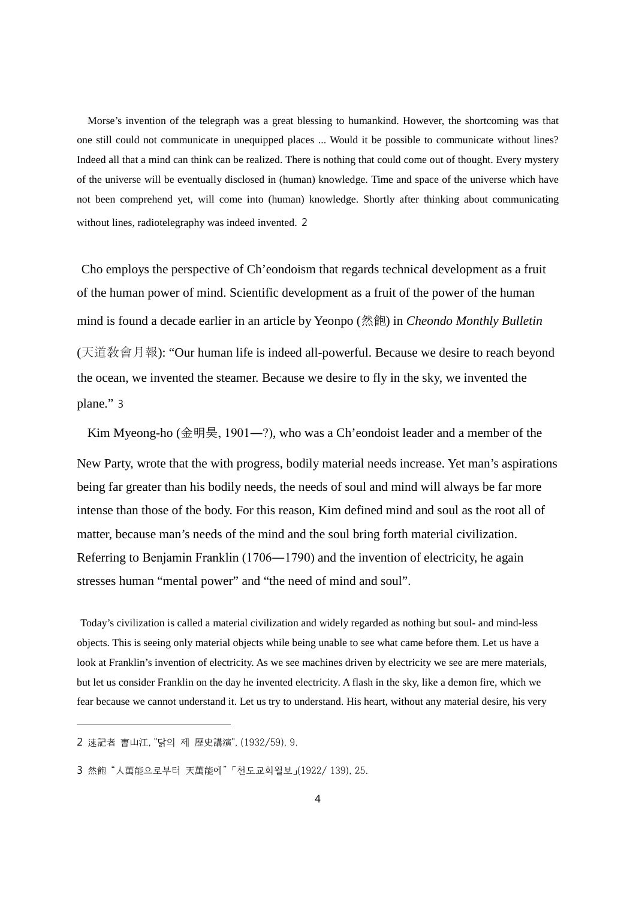Morse’s invention of the telegraph was a great blessing to humankind. However, the shortcoming was that one still could not communicate in unequipped places ... Would it be possible to communicate without lines? Indeed all that a mind can think can be realized. There is nothing that could come out of thought. Every mystery of the universe will be eventually disclosed in (human) knowledge. Time and space of the universe which have not been comprehend yet, will come into (human) knowledge. Shortly after thinking about communicating without lines, radiotelegraphy was indeed invented. [2]

Cho employs the perspective of Ch’eondoism that regards technical development as a fruit of the human power of mind. Scientific development as a fruit of the power of the human mind is found a decade earlier in an article by Yeonpo (然飽) in *Cheondo Monthly Bulletin* (天道教會月報): “Our human life is indeed all-powerful. Because we desire to reach beyond the ocean, we invented the steamer. Because we desire to fly in the sky, we invented the plane.” [3]

Kim Myeong-ho (金明昊, 1901—?), who was a Ch’eondoist leader and a member of the New Party, wrote that the with progress, bodily material needs increase. Yet man’s aspirations being far greater than his bodily needs, the needs of soul and mind will always be far more intense than those of the body. For this reason, Kim defined mind and soul as the root all of matter, because man’s needs of the mind and the soul bring forth material civilization. Referring to Benjamin Franklin (1706—1790) and the invention of electricity, he again stresses human “mental power” and “the need of mind and soul”.

Today’s civilization is called a material civilization and widely regarded as nothing but soul- and mind-less objects. This is seeing only material objects while being unable to see what came before them. Let us have a look at Franklin’s invention of electricity. As we see machines driven by electricity we see are mere materials, but let us consider Franklin on the day he invented electricity. A flash in the sky, like a demon fire, which we fear because we cannot understand it. Let us try to understand. His heart, without any material desire, his very

---

2 速記者 曺山江, "닭의 제 歷史講演", (1932/59), 9.

3 然飽 “人萬能으로부터 天萬能에”「천도교회월보」(1922/ 139), 25.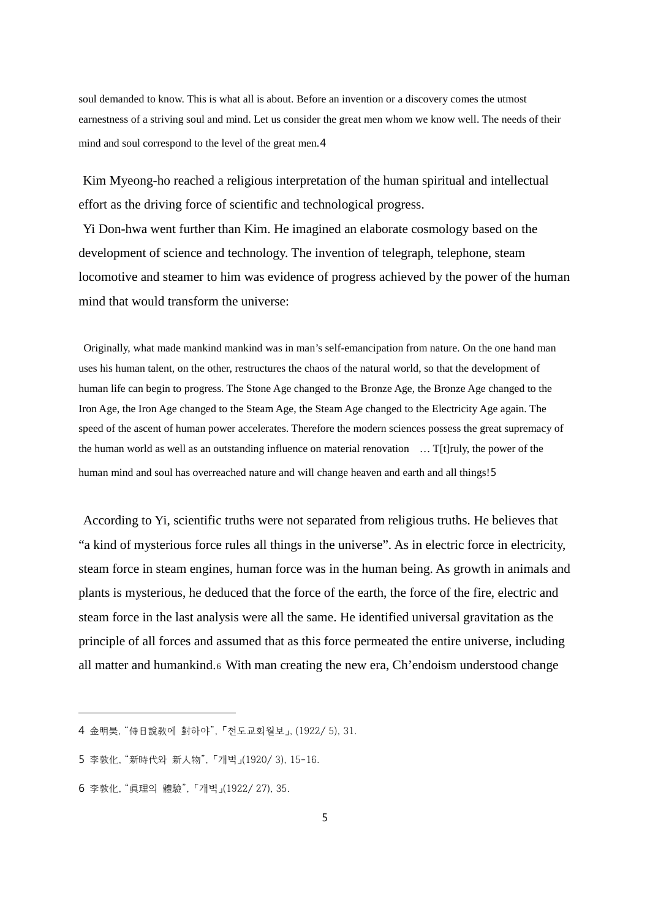soul demanded to know. This is what all is about. Before an invention or a discovery comes the utmost earnestness of a striving soul and mind. Let us consider the great men whom we know well. The needs of their mind and soul correspond to the level of the great men.[4]

Kim Myeong-ho reached a religious interpretation of the human spiritual and intellectual effort as the driving force of scientific and technological progress.

Yi Don-hwa went further than Kim. He imagined an elaborate cosmology based on the development of science and technology. The invention of telegraph, telephone, steam locomotive and steamer to him was evidence of progress achieved by the power of the human mind that would transform the universe:

> Originally, what made mankind mankind was in man's self-emancipation from nature. On the one hand man uses his human talent, on the other, restructures the chaos of the natural world, so that the development of human life can begin to progress. The Stone Age changed to the Bronze Age, the Bronze Age changed to the Iron Age, the Iron Age changed to the Steam Age, the Steam Age changed to the Electricity Age again. The speed of the ascent of human power accelerates. Therefore the modern sciences possess the great supremacy of the human world as well as an outstanding influence on material renovation … T[t]ruly, the power of the human mind and soul has overreached nature and will change heaven and earth and all things![5]

According to Yi, scientific truths were not separated from religious truths. He believes that "a kind of mysterious force rules all things in the universe". As in electric force in electricity, steam force in steam engines, human force was in the human being. As growth in animals and plants is mysterious, he deduced that the force of the earth, the force of the fire, electric and steam force in the last analysis were all the same. He identified universal gravitation as the principle of all forces and assumed that as this force permeated the entire universe, including all matter and humankind.[6] With man creating the new era, Ch'endoism understood change

---

4 金明昊, "侍日說敎에 對하야", 「천도교회월보」, (1922/ 5), 31.

5 李敦化, "新時代와 新人物", 「개벽」(1920/ 3), 15-16.

6 李敦化, "眞理의 體驗", 「개벽」(1922/ 27), 35.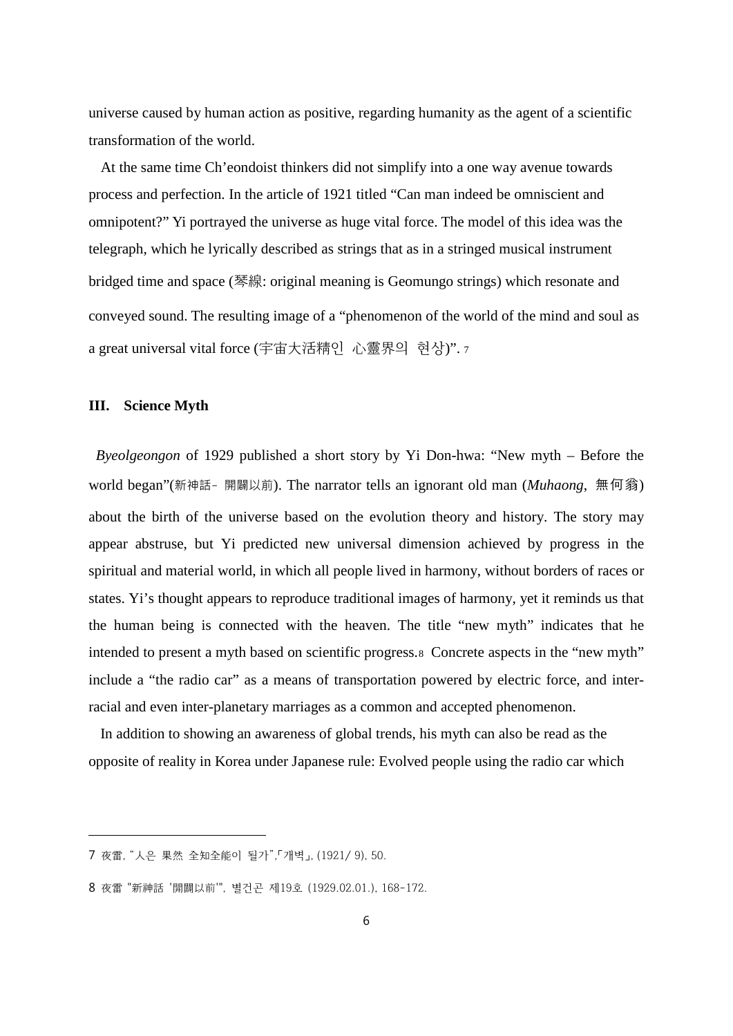universe caused by human action as positive, regarding humanity as the agent of a scientific transformation of the world.

At the same time Ch'eondoist thinkers did not simplify into a one way avenue towards process and perfection. In the article of 1921 titled "Can man indeed be omniscient and omnipotent?" Yi portrayed the universe as huge vital force. The model of this idea was the telegraph, which he lyrically described as strings that as in a stringed musical instrument bridged time and space (琴線: original meaning is Geomungo strings) which resonate and conveyed sound. The resulting image of a "phenomenon of the world of the mind and soul as a great universal vital force (宇宙大活精인 心靈界의 현상)". [7]

### III. Science Myth

*Byeolgeongon* of 1929 published a short story by Yi Don-hwa: "New myth – Before the world began"(新神話- 開闢以前). The narrator tells an ignorant old man (*Muhaong*, 無何翁) about the birth of the universe based on the evolution theory and history. The story may appear abstruse, but Yi predicted new universal dimension achieved by progress in the spiritual and material world, in which all people lived in harmony, without borders of races or states. Yi's thought appears to reproduce traditional images of harmony, yet it reminds us that the human being is connected with the heaven. The title "new myth" indicates that he intended to present a myth based on scientific progress.[8] Concrete aspects in the "new myth" include a "the radio car" as a means of transportation powered by electric force, and inter-racial and even inter-planetary marriages as a common and accepted phenomenon.

In addition to showing an awareness of global trends, his myth can also be read as the opposite of reality in Korea under Japanese rule: Evolved people using the radio car which

---

7 夜雷, "人은 果然 全知全能이 될가",「개벽」, (1921/ 9), 50.

8 夜雷 "新神話 '開闢以前'", 별건곤 제19호 (1929.02.01.), 168-172.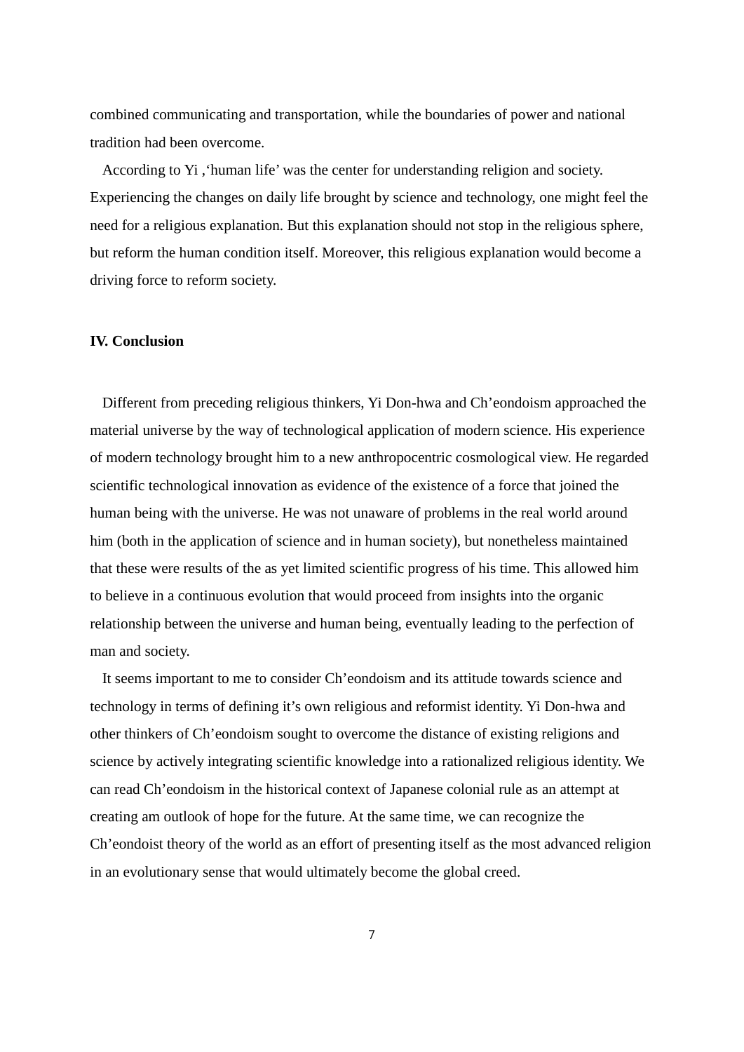combined communicating and transportation, while the boundaries of power and national tradition had been overcome.

According to Yi ,‘human life’ was the center for understanding religion and society. Experiencing the changes on daily life brought by science and technology, one might feel the need for a religious explanation. But this explanation should not stop in the religious sphere, but reform the human condition itself. Moreover, this religious explanation would become a driving force to reform society.

## IV. Conclusion

Different from preceding religious thinkers, Yi Don-hwa and Ch’eondoism approached the material universe by the way of technological application of modern science. His experience of modern technology brought him to a new anthropocentric cosmological view. He regarded scientific technological innovation as evidence of the existence of a force that joined the human being with the universe. He was not unaware of problems in the real world around him (both in the application of science and in human society), but nonetheless maintained that these were results of the as yet limited scientific progress of his time. This allowed him to believe in a continuous evolution that would proceed from insights into the organic relationship between the universe and human being, eventually leading to the perfection of man and society.

It seems important to me to consider Ch’eondoism and its attitude towards science and technology in terms of defining it’s own religious and reformist identity. Yi Don-hwa and other thinkers of Ch’eondoism sought to overcome the distance of existing religions and science by actively integrating scientific knowledge into a rationalized religious identity. We can read Ch’eondoism in the historical context of Japanese colonial rule as an attempt at creating am outlook of hope for the future. At the same time, we can recognize the Ch’eondoist theory of the world as an effort of presenting itself as the most advanced religion in an evolutionary sense that would ultimately become the global creed.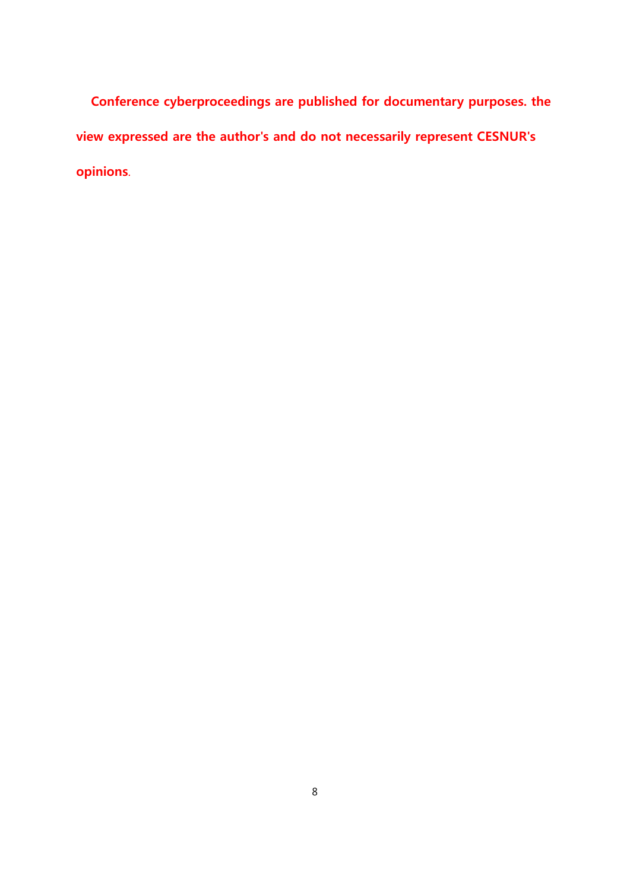**Conference cyberproceedings are published for documentary purposes. the view expressed are the author's and do not necessarily represent CESNUR's opinions**.